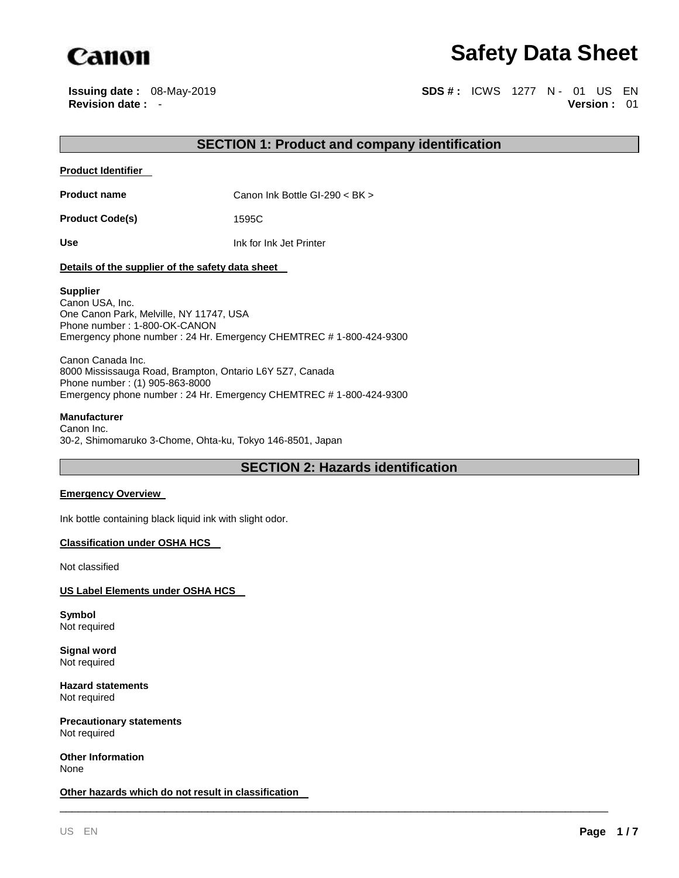Canon

# Safety Data Sheet

**Issuing date :** 08-May-2019
**Revision date :** -

**SDS # :** ICWS 1277 N - 01 US EN
**Version :** 01

## SECTION 1: Product and company identification

**Product Identifier**

| | |
|---|---|
| **Product name** | Canon Ink Bottle GI-290 < BK > |
| **Product Code(s)** | 1595C |
| **Use** | Ink for Ink Jet Printer |

**Details of the supplier of the safety data sheet**

**Supplier**
Canon USA, Inc.
One Canon Park, Melville, NY 11747, USA
Phone number : 1-800-OK-CANON
Emergency phone number : 24 Hr. Emergency CHEMTREC # 1-800-424-9300

Canon Canada Inc.
8000 Mississauga Road, Brampton, Ontario L6Y 5Z7, Canada
Phone number : (1) 905-863-8000
Emergency phone number : 24 Hr. Emergency CHEMTREC # 1-800-424-9300

**Manufacturer**
Canon Inc.
30-2, Shimomaruko 3-Chome, Ohta-ku, Tokyo 146-8501, Japan

## SECTION 2: Hazards identification

**Emergency Overview**

Ink bottle containing black liquid ink with slight odor.

**Classification under OSHA HCS**

Not classified

**US Label Elements under OSHA HCS**

**Symbol**
Not required

**Signal word**
Not required

**Hazard statements**
Not required

**Precautionary statements**
Not required

**Other Information**
None

**Other hazards which do not result in classification**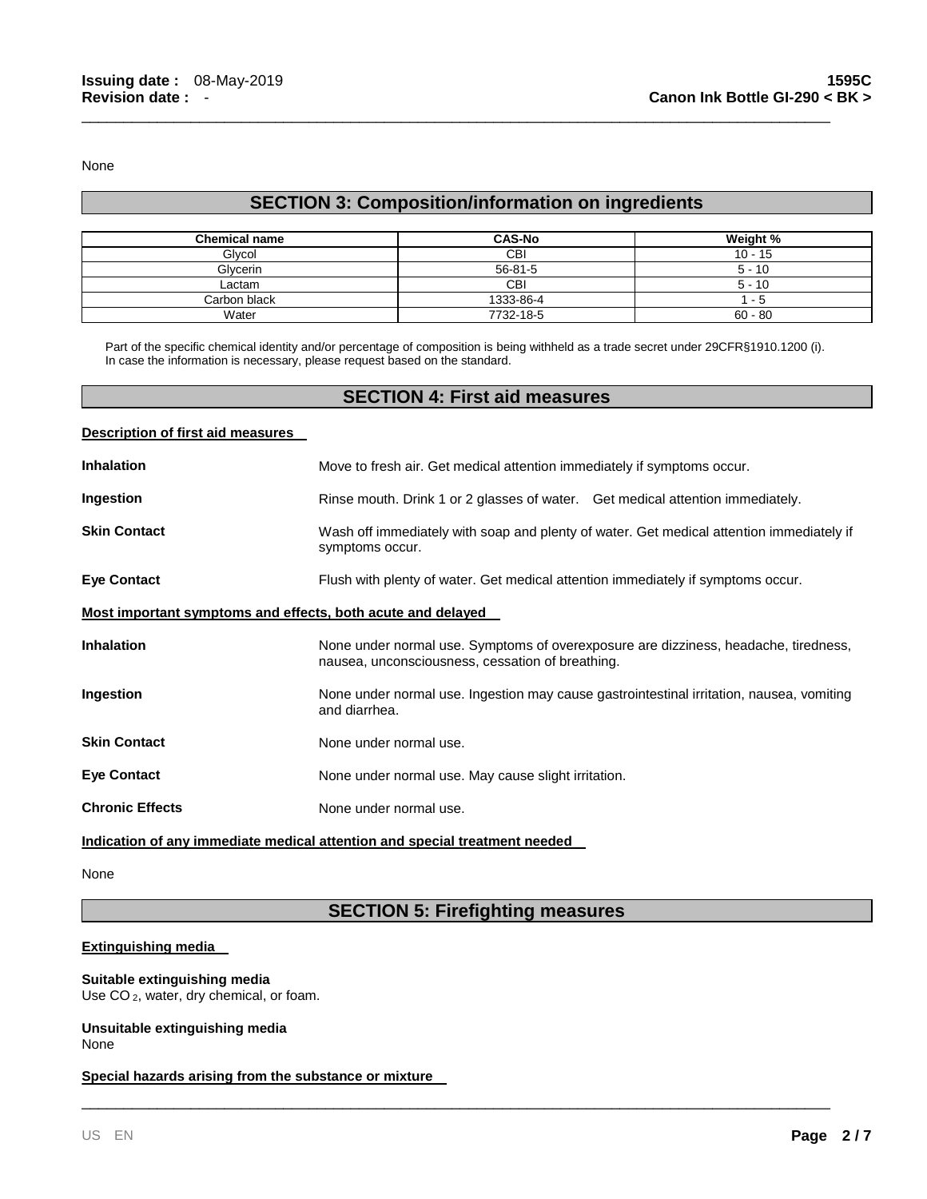None

## SECTION 3: Composition/information on ingredients

| Chemical name | CAS-No | Weight % |
| --- | --- | --- |
| Glycol | CBI | 10 - 15 |
| Glycerin | 56-81-5 | 5 - 10 |
| Lactam | CBI | 5 - 10 |
| Carbon black | 1333-86-4 | 1 - 5 |
| Water | 7732-18-5 | 60 - 80 |

Part of the specific chemical identity and/or percentage of composition is being withheld as a trade secret under 29CFR§1910.1200 (i).
In case the information is necessary, please request based on the standard.

## SECTION 4: First aid measures

**Description of first aid measures**

**Inhalation** Move to fresh air. Get medical attention immediately if symptoms occur.

**Ingestion** Rinse mouth. Drink 1 or 2 glasses of water. Get medical attention immediately.

**Skin Contact** Wash off immediately with soap and plenty of water. Get medical attention immediately if symptoms occur.

**Eye Contact** Flush with plenty of water. Get medical attention immediately if symptoms occur.

**Most important symptoms and effects, both acute and delayed**

**Inhalation** None under normal use. Symptoms of overexposure are dizziness, headache, tiredness, nausea, unconsciousness, cessation of breathing.

**Ingestion** None under normal use. Ingestion may cause gastrointestinal irritation, nausea, vomiting and diarrhea.

**Skin Contact** None under normal use.

**Eye Contact** None under normal use. May cause slight irritation.

**Chronic Effects** None under normal use.

**Indication of any immediate medical attention and special treatment needed**

None

## SECTION 5: Firefighting measures

**Extinguishing media**

**Suitable extinguishing media**
Use $CO_2$, water, dry chemical, or foam.

**Unsuitable extinguishing media**
None

**Special hazards arising from the substance or mixture**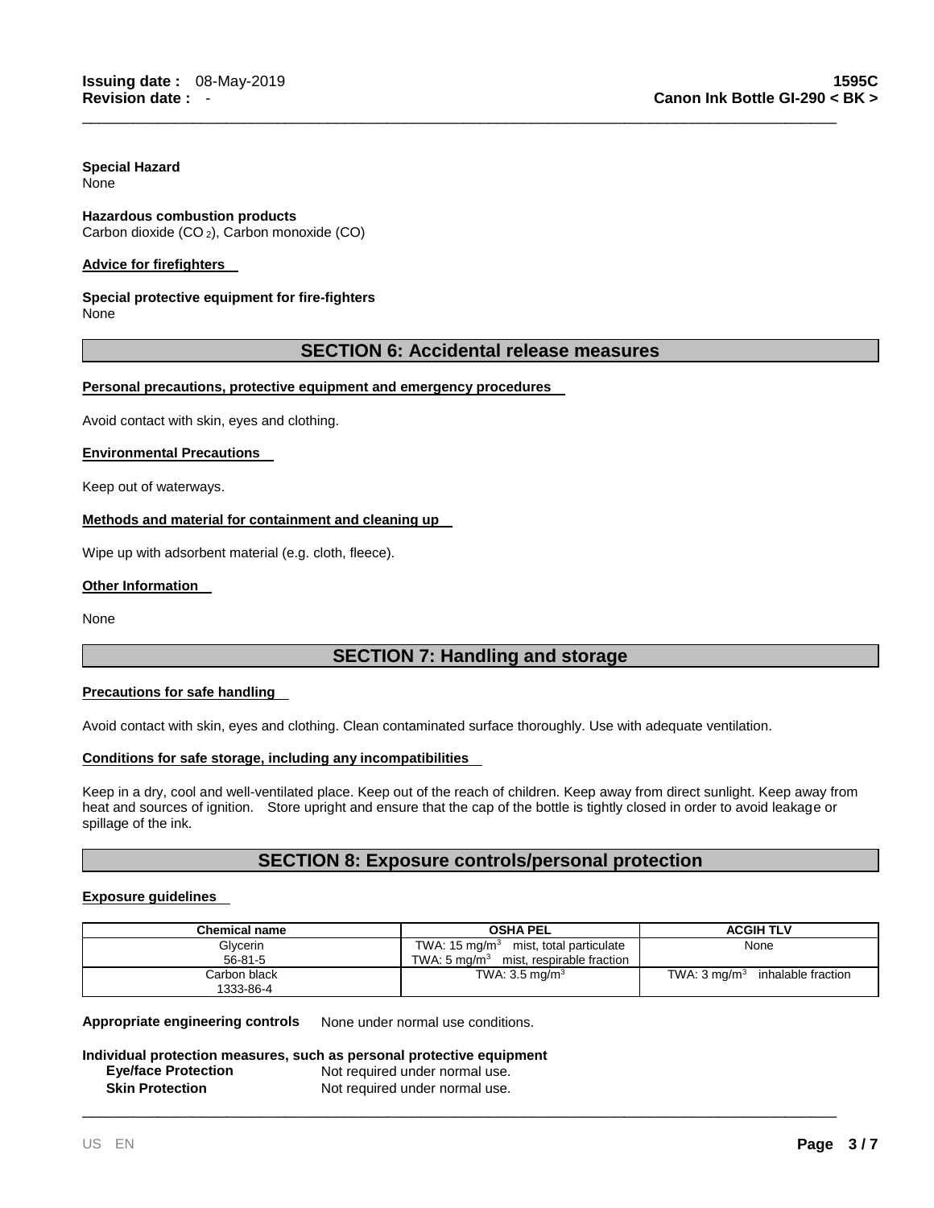**Special Hazard**
None

**Hazardous combustion products**
Carbon dioxide ($CO_2$), Carbon monoxide (CO)

**Advice for firefighters**

**Special protective equipment for fire-fighters**
None

## SECTION 6: Accidental release measures

**Personal precautions, protective equipment and emergency procedures**

Avoid contact with skin, eyes and clothing.

**Environmental Precautions**

Keep out of waterways.

**Methods and material for containment and cleaning up**

Wipe up with adsorbent material (e.g. cloth, fleece).

**Other Information**

None

## SECTION 7: Handling and storage

**Precautions for safe handling**

Avoid contact with skin, eyes and clothing. Clean contaminated surface thoroughly. Use with adequate ventilation.

**Conditions for safe storage, including any incompatibilities**

Keep in a dry, cool and well-ventilated place. Keep out of the reach of children. Keep away from direct sunlight. Keep away from heat and sources of ignition. Store upright and ensure that the cap of the bottle is tightly closed in order to avoid leakage or spillage of the ink.

## SECTION 8: Exposure controls/personal protection

**Exposure guidelines**

| Chemical name | OSHA PEL | ACGIH TLV |
|---|---|---|
| Glycerin<br>56-81-5 | TWA: 15 $mg/m^3$ mist, total particulate<br>TWA: 5 $mg/m^3$ mist, respirable fraction | None |
| Carbon black<br>1333-86-4 | TWA: 3.5 $mg/m^3$ | TWA: 3 $mg/m^3$ inhalable fraction |

**Appropriate engineering controls** None under normal use conditions.

**Individual protection measures, such as personal protective equipment**

**Eye/face Protection** Not required under normal use.
**Skin Protection** Not required under normal use.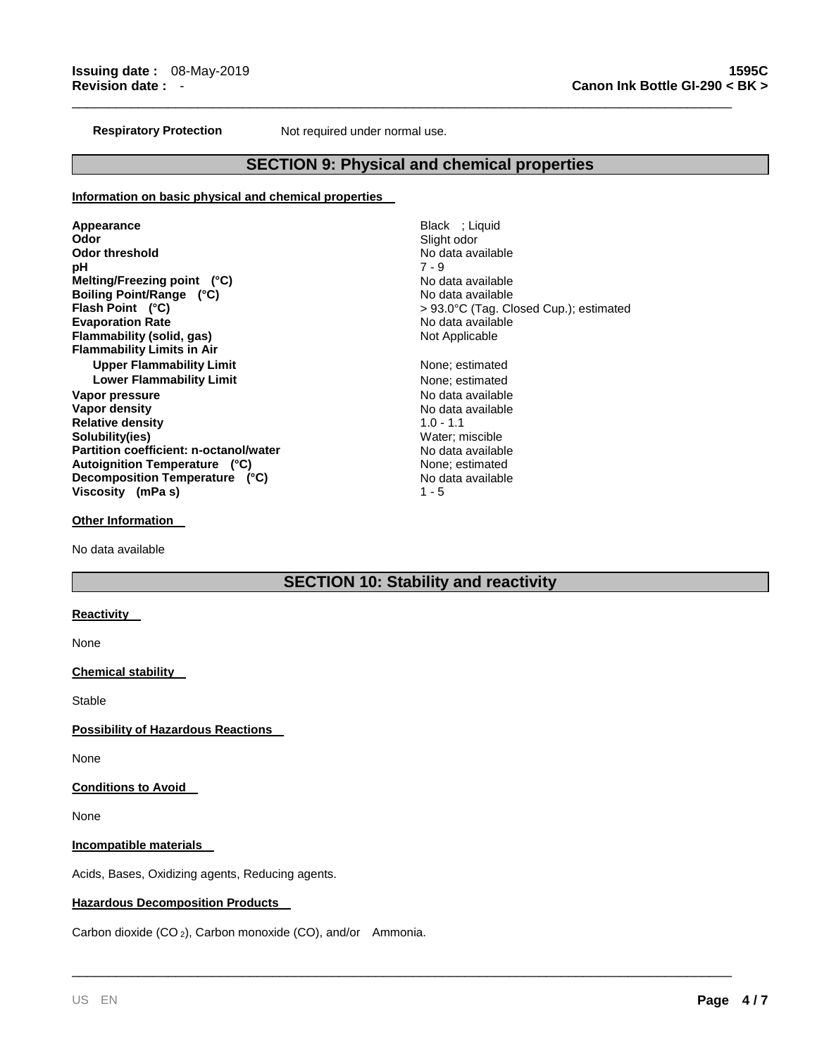**Respiratory Protection** Not required under normal use.

## SECTION 9: Physical and chemical properties

**Information on basic physical and chemical properties**

| Property | Value |
|---|---|
| **Appearance** | Black ; Liquid |
| **Odor** | Slight odor |
| **Odor threshold** | No data available |
| **pH** | 7 - 9 |
| **Melting/Freezing point (°C)** | No data available |
| **Boiling Point/Range (°C)** | No data available |
| **Flash Point (°C)** | > 93.0°C (Tag. Closed Cup.); estimated |
| **Evaporation Rate** | No data available |
| **Flammability (solid, gas)** | Not Applicable |
| **Flammability Limits in Air** | |
| **Upper Flammability Limit** | None; estimated |
| **Lower Flammability Limit** | None; estimated |
| **Vapor pressure** | No data available |
| **Vapor density** | No data available |
| **Relative density** | 1.0 - 1.1 |
| **Solubility(ies)** | Water; miscible |
| **Partition coefficient: n-octanol/water** | No data available |
| **Autoignition Temperature (°C)** | None; estimated |
| **Decomposition Temperature (°C)** | No data available |
| **Viscosity (mPa s)** | 1 - 5 |

**Other Information**

No data available

## SECTION 10: Stability and reactivity

**Reactivity**

None

**Chemical stability**

Stable

**Possibility of Hazardous Reactions**

None

**Conditions to Avoid**

None

**Incompatible materials**

Acids, Bases, Oxidizing agents, Reducing agents.

**Hazardous Decomposition Products**

Carbon dioxide ($CO_2$), Carbon monoxide (CO), and/or Ammonia.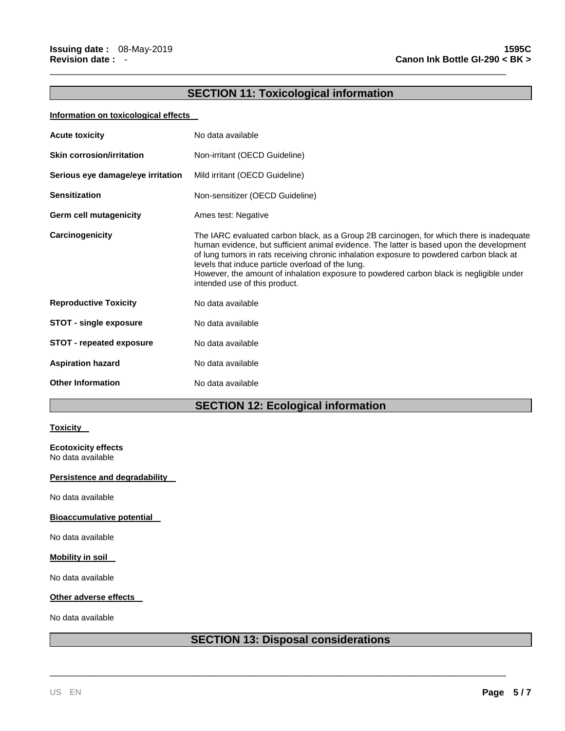## SECTION 11: Toxicological information

**Information on toxicological effects**

| | |
|---|---|
| **Acute toxicity** | No data available |
| **Skin corrosion/irritation** | Non-irritant (OECD Guideline) |
| **Serious eye damage/eye irritation** | Mild irritant (OECD Guideline) |
| **Sensitization** | Non-sensitizer (OECD Guideline) |
| **Germ cell mutagenicity** | Ames test: Negative |
| **Carcinogenicity** | The IARC evaluated carbon black, as a Group 2B carcinogen, for which there is inadequate human evidence, but sufficient animal evidence. The latter is based upon the development of lung tumors in rats receiving chronic inhalation exposure to powdered carbon black at levels that induce particle overload of the lung. However, the amount of inhalation exposure to powdered carbon black is negligible under intended use of this product. |
| **Reproductive Toxicity** | No data available |
| **STOT - single exposure** | No data available |
| **STOT - repeated exposure** | No data available |
| **Aspiration hazard** | No data available |
| **Other Information** | No data available |

## SECTION 12: Ecological information

**Toxicity**

**Ecotoxicity effects**
No data available

**Persistence and degradability**

No data available

**Bioaccumulative potential**

No data available

**Mobility in soil**

No data available

**Other adverse effects**

No data available

## SECTION 13: Disposal considerations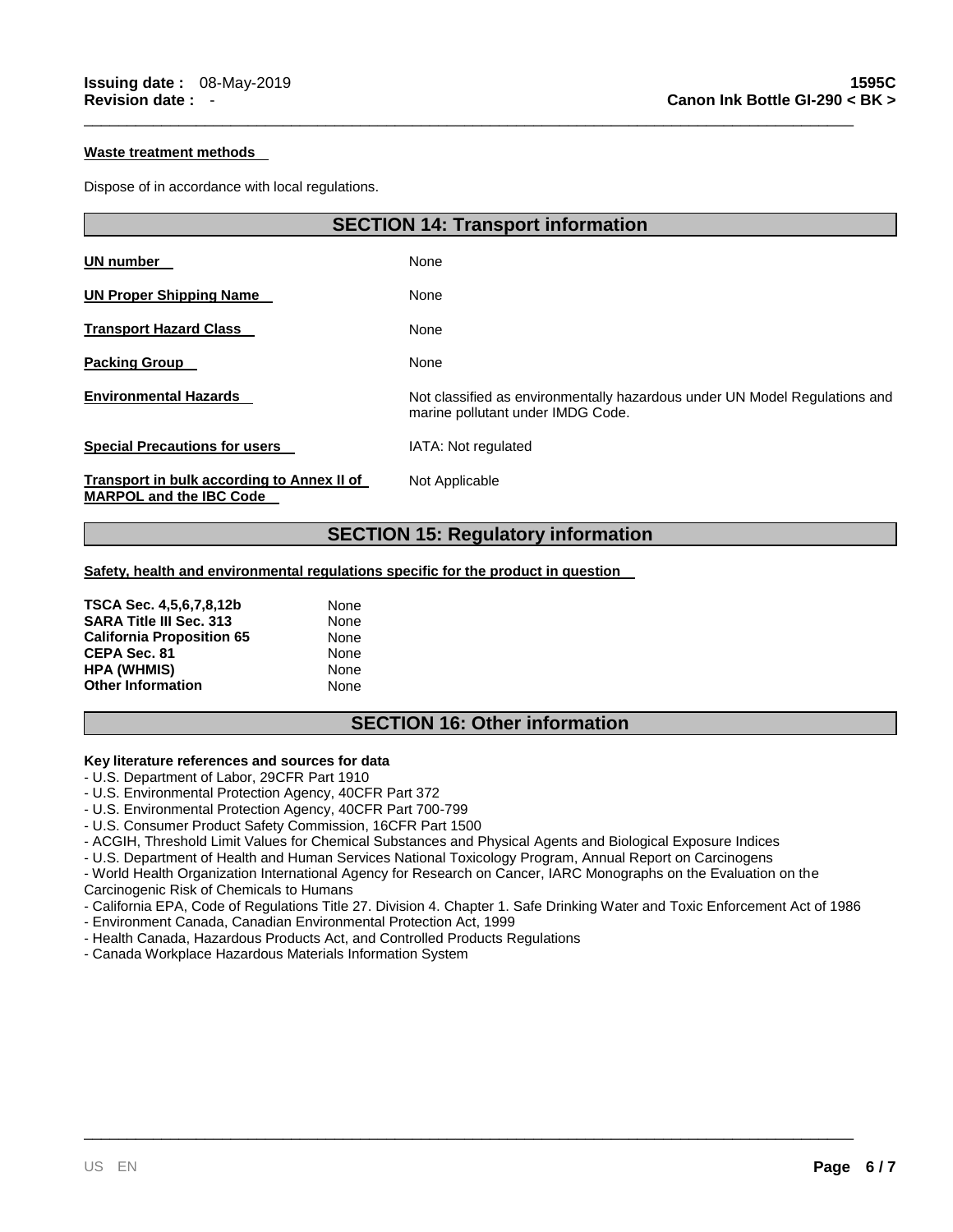#### Waste treatment methods

Dispose of in accordance with local regulations.

## SECTION 14: Transport information

| | |
|---|---|
| **UN number** | None |
| **UN Proper Shipping Name** | None |
| **Transport Hazard Class** | None |
| **Packing Group** | None |
| **Environmental Hazards** | Not classified as environmentally hazardous under UN Model Regulations and marine pollutant under IMDG Code. |
| **Special Precautions for users** | IATA: Not regulated |
| **Transport in bulk according to Annex II of MARPOL and the IBC Code** | Not Applicable |

## SECTION 15: Regulatory information

#### Safety, health and environmental regulations specific for the product in question

| | |
|---|---|
| **TSCA Sec. 4,5,6,7,8,12b** | None |
| **SARA Title III Sec. 313** | None |
| **California Proposition 65** | None |
| **CEPA Sec. 81** | None |
| **HPA (WHMIS)** | None |
| **Other Information** | None |

## SECTION 16: Other information

**Key literature references and sources for data**

- U.S. Department of Labor, 29CFR Part 1910
- U.S. Environmental Protection Agency, 40CFR Part 372
- U.S. Environmental Protection Agency, 40CFR Part 700-799
- U.S. Consumer Product Safety Commission, 16CFR Part 1500
- ACGIH, Threshold Limit Values for Chemical Substances and Physical Agents and Biological Exposure Indices
- U.S. Department of Health and Human Services National Toxicology Program, Annual Report on Carcinogens
- World Health Organization International Agency for Research on Cancer, IARC Monographs on the Evaluation on the Carcinogenic Risk of Chemicals to Humans
- California EPA, Code of Regulations Title 27. Division 4. Chapter 1. Safe Drinking Water and Toxic Enforcement Act of 1986
- Environment Canada, Canadian Environmental Protection Act, 1999
- Health Canada, Hazardous Products Act, and Controlled Products Regulations
- Canada Workplace Hazardous Materials Information System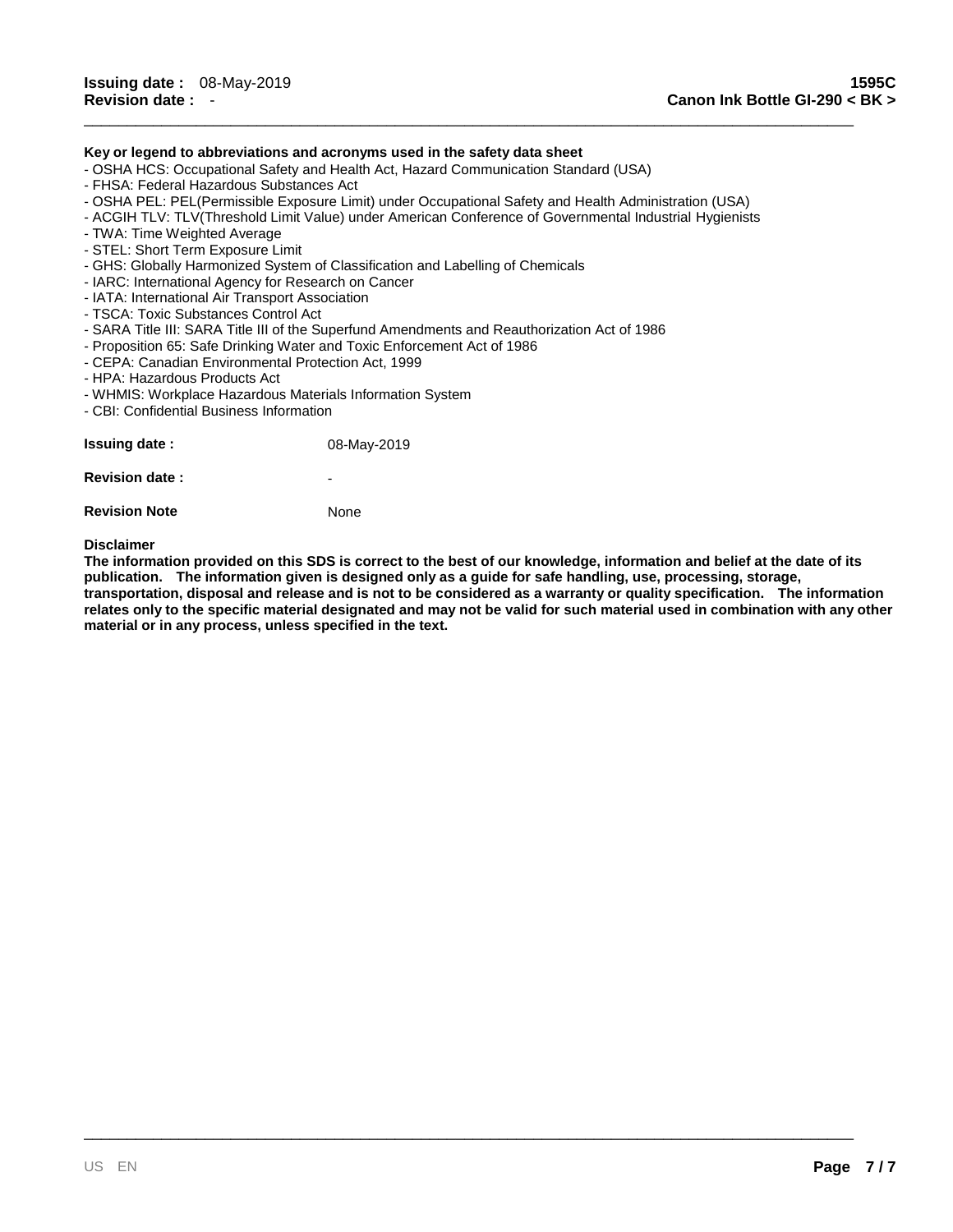**Key or legend to abbreviations and acronyms used in the safety data sheet**

- OSHA HCS: Occupational Safety and Health Act, Hazard Communication Standard (USA)
- FHSA: Federal Hazardous Substances Act
- OSHA PEL: PEL(Permissible Exposure Limit) under Occupational Safety and Health Administration (USA)
- ACGIH TLV: TLV(Threshold Limit Value) under American Conference of Governmental Industrial Hygienists
- TWA: Time Weighted Average
- STEL: Short Term Exposure Limit
- GHS: Globally Harmonized System of Classification and Labelling of Chemicals
- IARC: International Agency for Research on Cancer
- IATA: International Air Transport Association
- TSCA: Toxic Substances Control Act
- SARA Title III: SARA Title III of the Superfund Amendments and Reauthorization Act of 1986
- Proposition 65: Safe Drinking Water and Toxic Enforcement Act of 1986
- CEPA: Canadian Environmental Protection Act, 1999
- HPA: Hazardous Products Act
- WHMIS: Workplace Hazardous Materials Information System
- CBI: Confidential Business Information

| | |
|---|---|
| **Issuing date :** | 08-May-2019 |
| **Revision date :** | - |
| **Revision Note** | None |

**Disclaimer**

**The information provided on this SDS is correct to the best of our knowledge, information and belief at the date of its publication. The information given is designed only as a guide for safe handling, use, processing, storage, transportation, disposal and release and is not to be considered as a warranty or quality specification. The information relates only to the specific material designated and may not be valid for such material used in combination with any other material or in any process, unless specified in the text.**